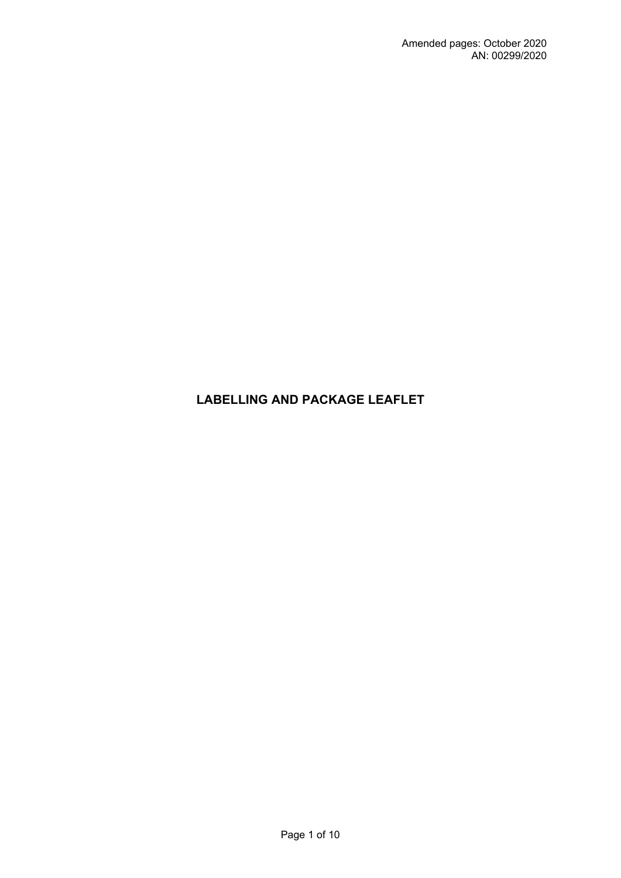Amended pages: October 2020
AN: 00299/2020

# LABELLING AND PACKAGE LEAFLET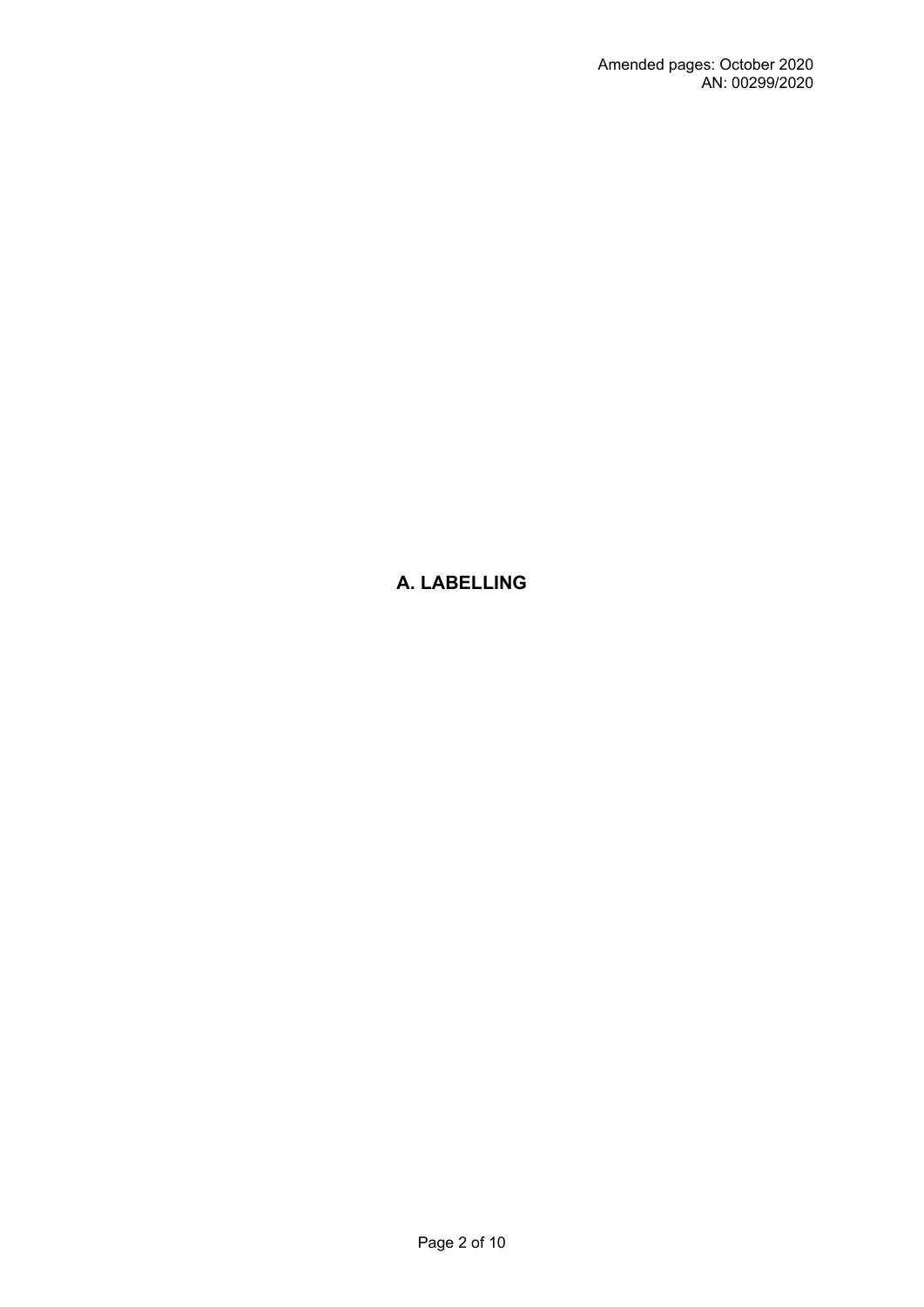Amended pages: October 2020
AN: 00299/2020

# A. LABELLING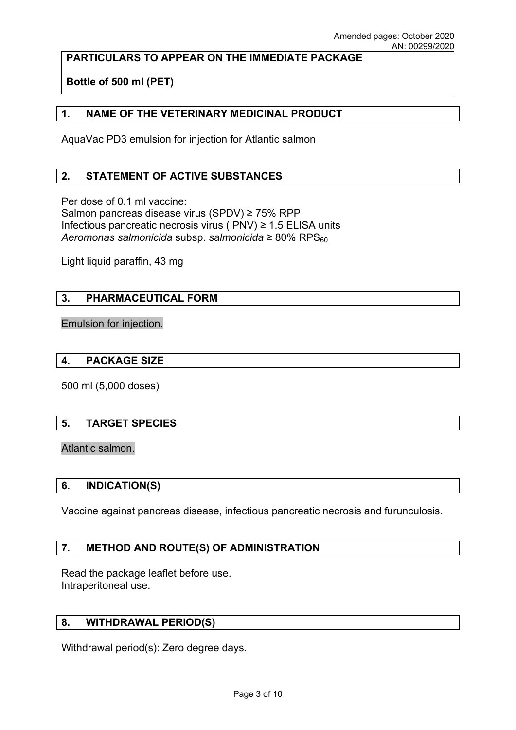Amended pages: October 2020
AN: 00299/2020

**PARTICULARS TO APPEAR ON THE IMMEDIATE PACKAGE**

**Bottle of 500 ml (PET)**

## 1. NAME OF THE VETERINARY MEDICINAL PRODUCT

AquaVac PD3 emulsion for injection for Atlantic salmon

## 2. STATEMENT OF ACTIVE SUBSTANCES

Per dose of 0.1 ml vaccine:
Salmon pancreas disease virus (SPDV) ≥ 75% RPP
Infectious pancreatic necrosis virus (IPNV) ≥ 1.5 ELISA units
*Aeromonas salmonicida* subsp. *salmonicida* ≥ 80% $RPS_{60}$

Light liquid paraffin, 43 mg

## 3. PHARMACEUTICAL FORM

Emulsion for injection.

## 4. PACKAGE SIZE

500 ml (5,000 doses)

## 5. TARGET SPECIES

Atlantic salmon.

## 6. INDICATION(S)

Vaccine against pancreas disease, infectious pancreatic necrosis and furunculosis.

## 7. METHOD AND ROUTE(S) OF ADMINISTRATION

Read the package leaflet before use.
Intraperitoneal use.

## 8. WITHDRAWAL PERIOD(S)

Withdrawal period(s): Zero degree days.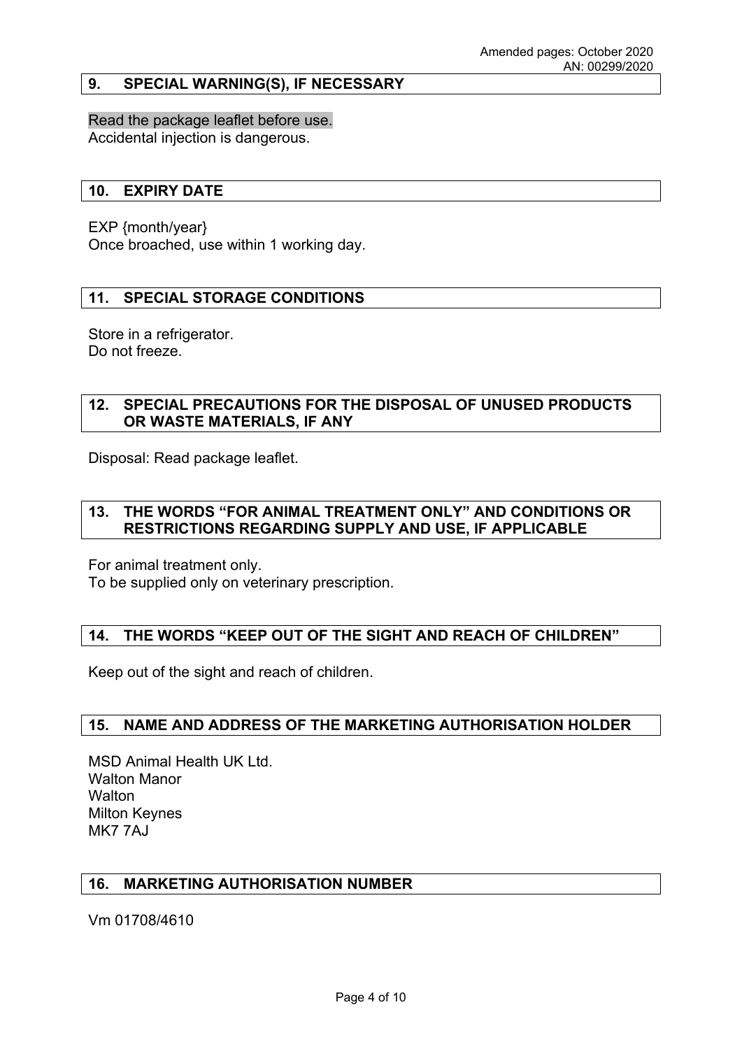## 9. SPECIAL WARNING(S), IF NECESSARY

Read the package leaflet before use.
Accidental injection is dangerous.

## 10. EXPIRY DATE

EXP {month/year}
Once broached, use within 1 working day.

## 11. SPECIAL STORAGE CONDITIONS

Store in a refrigerator.
Do not freeze.

## 12. SPECIAL PRECAUTIONS FOR THE DISPOSAL OF UNUSED PRODUCTS OR WASTE MATERIALS, IF ANY

Disposal: Read package leaflet.

## 13. THE WORDS "FOR ANIMAL TREATMENT ONLY" AND CONDITIONS OR RESTRICTIONS REGARDING SUPPLY AND USE, IF APPLICABLE

For animal treatment only.
To be supplied only on veterinary prescription.

## 14. THE WORDS "KEEP OUT OF THE SIGHT AND REACH OF CHILDREN"

Keep out of the sight and reach of children.

## 15. NAME AND ADDRESS OF THE MARKETING AUTHORISATION HOLDER

MSD Animal Health UK Ltd.
Walton Manor
Walton
Milton Keynes
MK7 7AJ

## 16. MARKETING AUTHORISATION NUMBER

Vm 01708/4610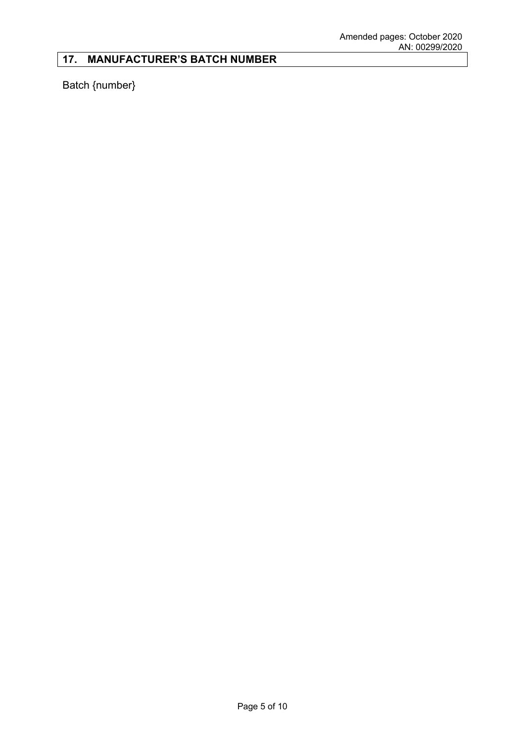## 17. MANUFACTURER'S BATCH NUMBER

Batch {number}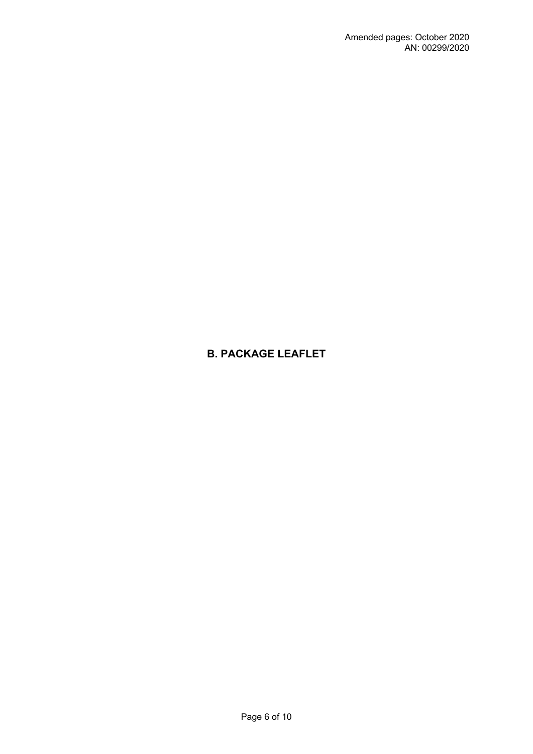# B. PACKAGE LEAFLET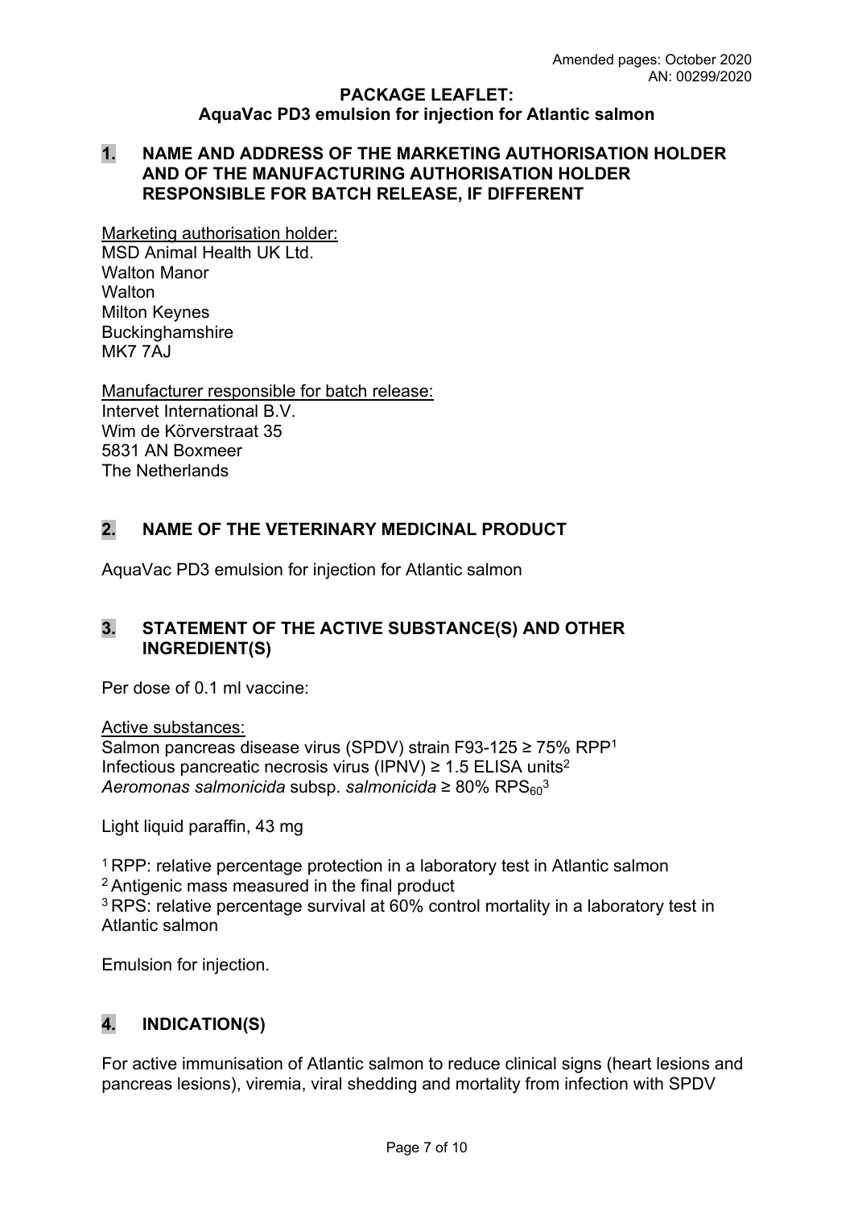Amended pages: October 2020
AN: 00299/2020

**PACKAGE LEAFLET:**
**AquaVac PD3 emulsion for injection for Atlantic salmon**

## 1. NAME AND ADDRESS OF THE MARKETING AUTHORISATION HOLDER AND OF THE MANUFACTURING AUTHORISATION HOLDER RESPONSIBLE FOR BATCH RELEASE, IF DIFFERENT

Marketing authorisation holder:
MSD Animal Health UK Ltd.
Walton Manor
Walton
Milton Keynes
Buckinghamshire
MK7 7AJ

Manufacturer responsible for batch release:
Intervet International B.V.
Wim de Körverstraat 35
5831 AN Boxmeer
The Netherlands

## 2. NAME OF THE VETERINARY MEDICINAL PRODUCT

AquaVac PD3 emulsion for injection for Atlantic salmon

## 3. STATEMENT OF THE ACTIVE SUBSTANCE(S) AND OTHER INGREDIENT(S)

Per dose of 0.1 ml vaccine:

Active substances:
Salmon pancreas disease virus (SPDV) strain F93-125 ≥ 75% RPP[1]
Infectious pancreatic necrosis virus (IPNV) ≥ 1.5 ELISA units[2]
*Aeromonas salmonicida* subsp. *salmonicida* ≥ 80% $RPS_{60}$[3]

Light liquid paraffin, 43 mg

[1] RPP: relative percentage protection in a laboratory test in Atlantic salmon
[2] Antigenic mass measured in the final product
[3] RPS: relative percentage survival at 60% control mortality in a laboratory test in Atlantic salmon

Emulsion for injection.

## 4. INDICATION(S)

For active immunisation of Atlantic salmon to reduce clinical signs (heart lesions and pancreas lesions), viremia, viral shedding and mortality from infection with SPDV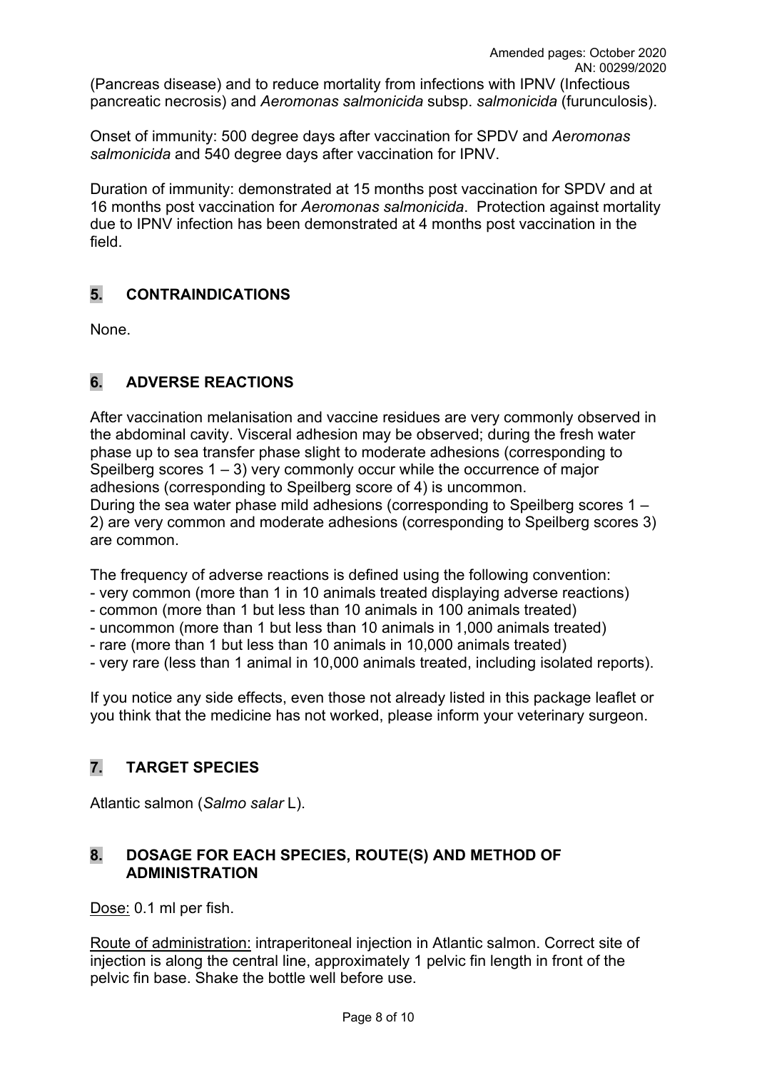(Pancreas disease) and to reduce mortality from infections with IPNV (Infectious pancreatic necrosis) and *Aeromonas salmonicida* subsp. *salmonicida* (furunculosis).

Onset of immunity: 500 degree days after vaccination for SPDV and *Aeromonas salmonicida* and 540 degree days after vaccination for IPNV.

Duration of immunity: demonstrated at 15 months post vaccination for SPDV and at 16 months post vaccination for *Aeromonas salmonicida*. Protection against mortality due to IPNV infection has been demonstrated at 4 months post vaccination in the field.

## 5. CONTRAINDICATIONS

None.

## 6. ADVERSE REACTIONS

After vaccination melanisation and vaccine residues are very commonly observed in the abdominal cavity. Visceral adhesion may be observed; during the fresh water phase up to sea transfer phase slight to moderate adhesions (corresponding to Speilberg scores 1 – 3) very commonly occur while the occurrence of major adhesions (corresponding to Speilberg score of 4) is uncommon.
During the sea water phase mild adhesions (corresponding to Speilberg scores 1 – 2) are very common and moderate adhesions (corresponding to Speilberg scores 3) are common.

The frequency of adverse reactions is defined using the following convention:
- very common (more than 1 in 10 animals treated displaying adverse reactions)
- common (more than 1 but less than 10 animals in 100 animals treated)
- uncommon (more than 1 but less than 10 animals in 1,000 animals treated)
- rare (more than 1 but less than 10 animals in 10,000 animals treated)
- very rare (less than 1 animal in 10,000 animals treated, including isolated reports).

If you notice any side effects, even those not already listed in this package leaflet or you think that the medicine has not worked, please inform your veterinary surgeon.

## 7. TARGET SPECIES

Atlantic salmon (*Salmo salar* L).

## 8. DOSAGE FOR EACH SPECIES, ROUTE(S) AND METHOD OF ADMINISTRATION

Dose: 0.1 ml per fish.

Route of administration: intraperitoneal injection in Atlantic salmon. Correct site of injection is along the central line, approximately 1 pelvic fin length in front of the pelvic fin base. Shake the bottle well before use.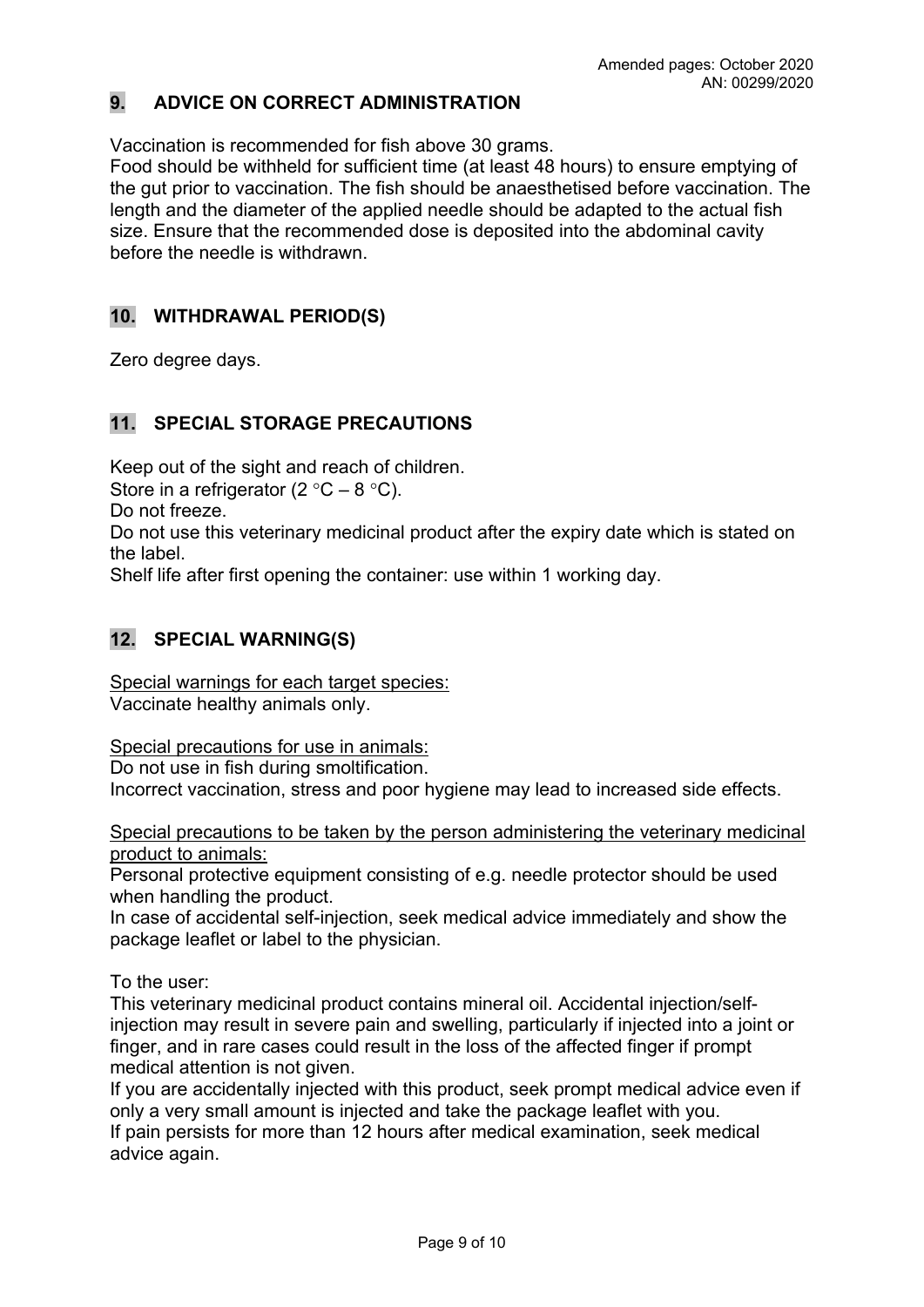## 9. ADVICE ON CORRECT ADMINISTRATION

Vaccination is recommended for fish above 30 grams.
Food should be withheld for sufficient time (at least 48 hours) to ensure emptying of the gut prior to vaccination. The fish should be anaesthetised before vaccination. The length and the diameter of the applied needle should be adapted to the actual fish size. Ensure that the recommended dose is deposited into the abdominal cavity before the needle is withdrawn.

## 10. WITHDRAWAL PERIOD(S)

Zero degree days.

## 11. SPECIAL STORAGE PRECAUTIONS

Keep out of the sight and reach of children.
Store in a refrigerator (2 °C – 8 °C).
Do not freeze.
Do not use this veterinary medicinal product after the expiry date which is stated on the label.
Shelf life after first opening the container: use within 1 working day.

## 12. SPECIAL WARNING(S)

Special warnings for each target species:
Vaccinate healthy animals only.

Special precautions for use in animals:
Do not use in fish during smoltification.
Incorrect vaccination, stress and poor hygiene may lead to increased side effects.

Special precautions to be taken by the person administering the veterinary medicinal product to animals:
Personal protective equipment consisting of e.g. needle protector should be used when handling the product.
In case of accidental self-injection, seek medical advice immediately and show the package leaflet or label to the physician.

To the user:
This veterinary medicinal product contains mineral oil. Accidental injection/self-injection may result in severe pain and swelling, particularly if injected into a joint or finger, and in rare cases could result in the loss of the affected finger if prompt medical attention is not given.
If you are accidentally injected with this product, seek prompt medical advice even if only a very small amount is injected and take the package leaflet with you.
If pain persists for more than 12 hours after medical examination, seek medical advice again.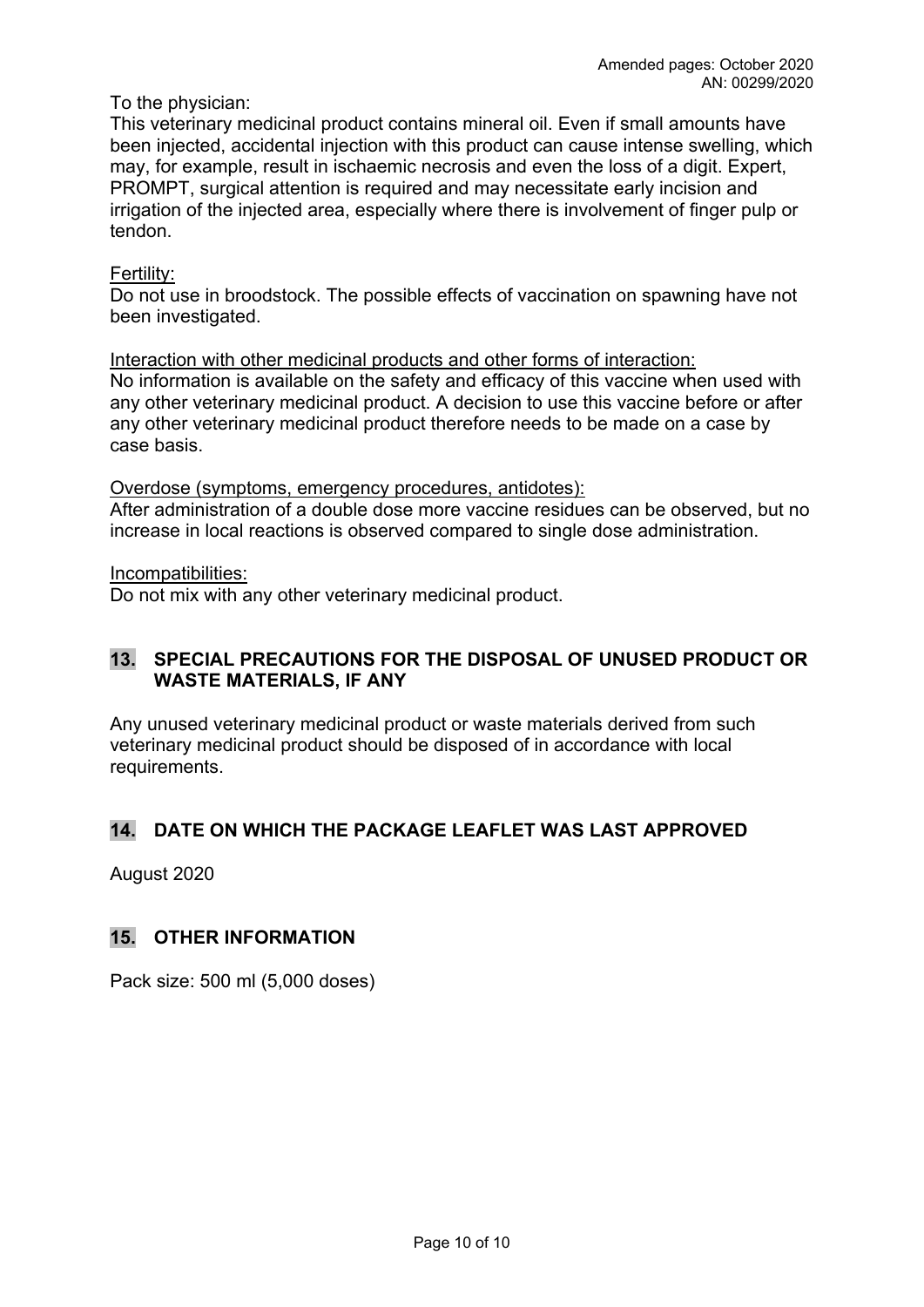To the physician:
This veterinary medicinal product contains mineral oil. Even if small amounts have been injected, accidental injection with this product can cause intense swelling, which may, for example, result in ischaemic necrosis and even the loss of a digit. Expert, PROMPT, surgical attention is required and may necessitate early incision and irrigation of the injected area, especially where there is involvement of finger pulp or tendon.

Fertility:
Do not use in broodstock. The possible effects of vaccination on spawning have not been investigated.

Interaction with other medicinal products and other forms of interaction:
No information is available on the safety and efficacy of this vaccine when used with any other veterinary medicinal product. A decision to use this vaccine before or after any other veterinary medicinal product therefore needs to be made on a case by case basis.

Overdose (symptoms, emergency procedures, antidotes):
After administration of a double dose more vaccine residues can be observed, but no increase in local reactions is observed compared to single dose administration.

Incompatibilities:
Do not mix with any other veterinary medicinal product.

## 13. SPECIAL PRECAUTIONS FOR THE DISPOSAL OF UNUSED PRODUCT OR WASTE MATERIALS, IF ANY

Any unused veterinary medicinal product or waste materials derived from such veterinary medicinal product should be disposed of in accordance with local requirements.

## 14. DATE ON WHICH THE PACKAGE LEAFLET WAS LAST APPROVED

August 2020

## 15. OTHER INFORMATION

Pack size: 500 ml (5,000 doses)